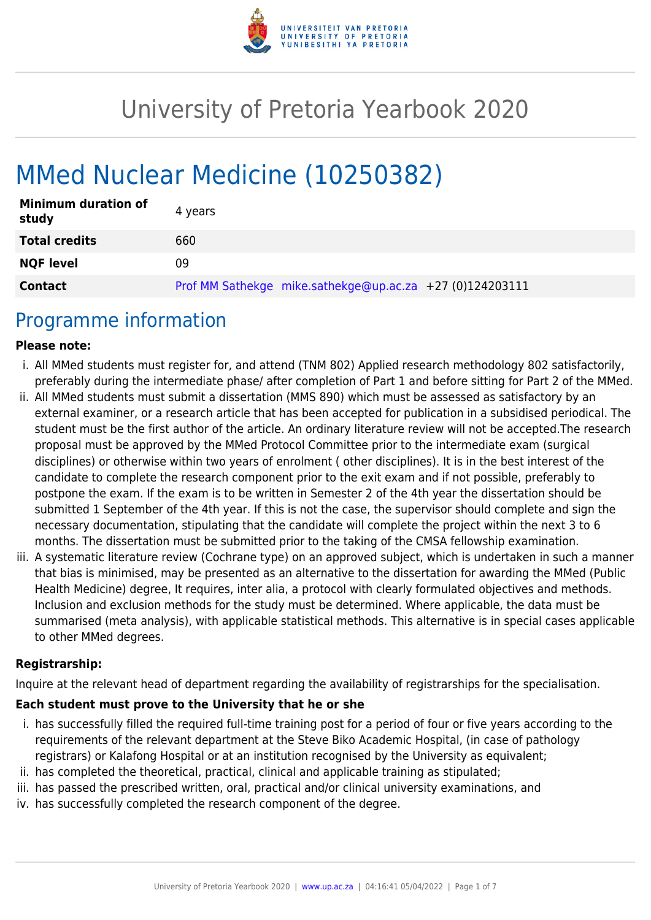# University of Pretoria Yearbook 2020

# MMed Nuclear Medicine (10250382)

| | |
|---|---|
| **Minimum duration of study** | 4 years |
| **Total credits** | 660 |
| **NQF level** | 09 |
| **Contact** | Prof MM Sathekge mike.sathekge@up.ac.za +27 (0)124203111 |

## Programme information

**Please note:**

i. All MMed students must register for, and attend (TNM 802) Applied research methodology 802 satisfactorily, preferably during the intermediate phase/ after completion of Part 1 and before sitting for Part 2 of the MMed.

ii. All MMed students must submit a dissertation (MMS 890) which must be assessed as satisfactory by an external examiner, or a research article that has been accepted for publication in a subsidised periodical. The student must be the first author of the article. An ordinary literature review will not be accepted.The research proposal must be approved by the MMed Protocol Committee prior to the intermediate exam (surgical disciplines) or otherwise within two years of enrolment ( other disciplines). It is in the best interest of the candidate to complete the research component prior to the exit exam and if not possible, preferably to postpone the exam. If the exam is to be written in Semester 2 of the 4th year the dissertation should be submitted 1 September of the 4th year. If this is not the case, the supervisor should complete and sign the necessary documentation, stipulating that the candidate will complete the project within the next 3 to 6 months. The dissertation must be submitted prior to the taking of the CMSA fellowship examination.

iii. A systematic literature review (Cochrane type) on an approved subject, which is undertaken in such a manner that bias is minimised, may be presented as an alternative to the dissertation for awarding the MMed (Public Health Medicine) degree, It requires, inter alia, a protocol with clearly formulated objectives and methods. Inclusion and exclusion methods for the study must be determined. Where applicable, the data must be summarised (meta analysis), with applicable statistical methods. This alternative is in special cases applicable to other MMed degrees.

**Registrarship:**

Inquire at the relevant head of department regarding the availability of registrarships for the specialisation.

**Each student must prove to the University that he or she**

i. has successfully filled the required full-time training post for a period of four or five years according to the requirements of the relevant department at the Steve Biko Academic Hospital, (in case of pathology registrars) or Kalafong Hospital or at an institution recognised by the University as equivalent;

ii. has completed the theoretical, practical, clinical and applicable training as stipulated;

iii. has passed the prescribed written, oral, practical and/or clinical university examinations, and

iv. has successfully completed the research component of the degree.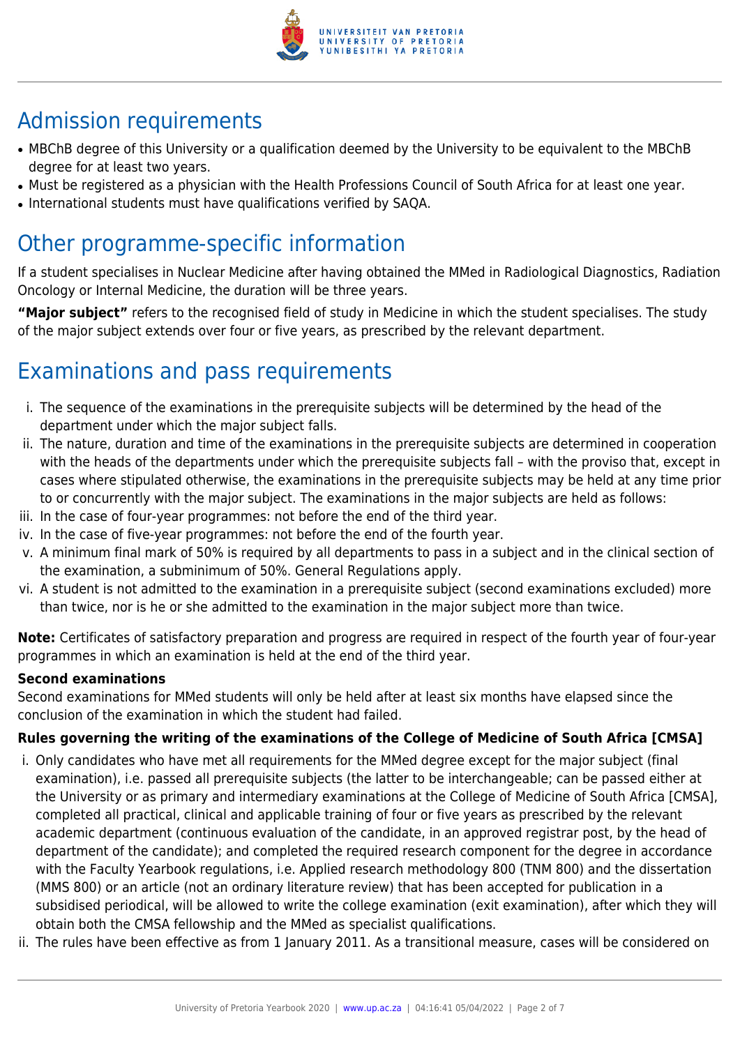# Admission requirements

- MBChB degree of this University or a qualification deemed by the University to be equivalent to the MBChB degree for at least two years.
- Must be registered as a physician with the Health Professions Council of South Africa for at least one year.
- International students must have qualifications verified by SAQA.

# Other programme-specific information

If a student specialises in Nuclear Medicine after having obtained the MMed in Radiological Diagnostics, Radiation Oncology or Internal Medicine, the duration will be three years.

**"Major subject"** refers to the recognised field of study in Medicine in which the student specialises. The study of the major subject extends over four or five years, as prescribed by the relevant department.

# Examinations and pass requirements

i. The sequence of the examinations in the prerequisite subjects will be determined by the head of the department under which the major subject falls.
ii. The nature, duration and time of the examinations in the prerequisite subjects are determined in cooperation with the heads of the departments under which the prerequisite subjects fall – with the proviso that, except in cases where stipulated otherwise, the examinations in the prerequisite subjects may be held at any time prior to or concurrently with the major subject. The examinations in the major subjects are held as follows:
iii. In the case of four-year programmes: not before the end of the third year.
iv. In the case of five-year programmes: not before the end of the fourth year.
v. A minimum final mark of 50% is required by all departments to pass in a subject and in the clinical section of the examination, a subminimum of 50%. General Regulations apply.
vi. A student is not admitted to the examination in a prerequisite subject (second examinations excluded) more than twice, nor is he or she admitted to the examination in the major subject more than twice.

**Note:** Certificates of satisfactory preparation and progress are required in respect of the fourth year of four-year programmes in which an examination is held at the end of the third year.

**Second examinations**

Second examinations for MMed students will only be held after at least six months have elapsed since the conclusion of the examination in which the student had failed.

**Rules governing the writing of the examinations of the College of Medicine of South Africa [CMSA]**

i. Only candidates who have met all requirements for the MMed degree except for the major subject (final examination), i.e. passed all prerequisite subjects (the latter to be interchangeable; can be passed either at the University or as primary and intermediary examinations at the College of Medicine of South Africa [CMSA], completed all practical, clinical and applicable training of four or five years as prescribed by the relevant academic department (continuous evaluation of the candidate, in an approved registrar post, by the head of department of the candidate); and completed the required research component for the degree in accordance with the Faculty Yearbook regulations, i.e. Applied research methodology 800 (TNM 800) and the dissertation (MMS 800) or an article (not an ordinary literature review) that has been accepted for publication in a subsidised periodical, will be allowed to write the college examination (exit examination), after which they will obtain both the CMSA fellowship and the MMed as specialist qualifications.
ii. The rules have been effective as from 1 January 2011. As a transitional measure, cases will be considered on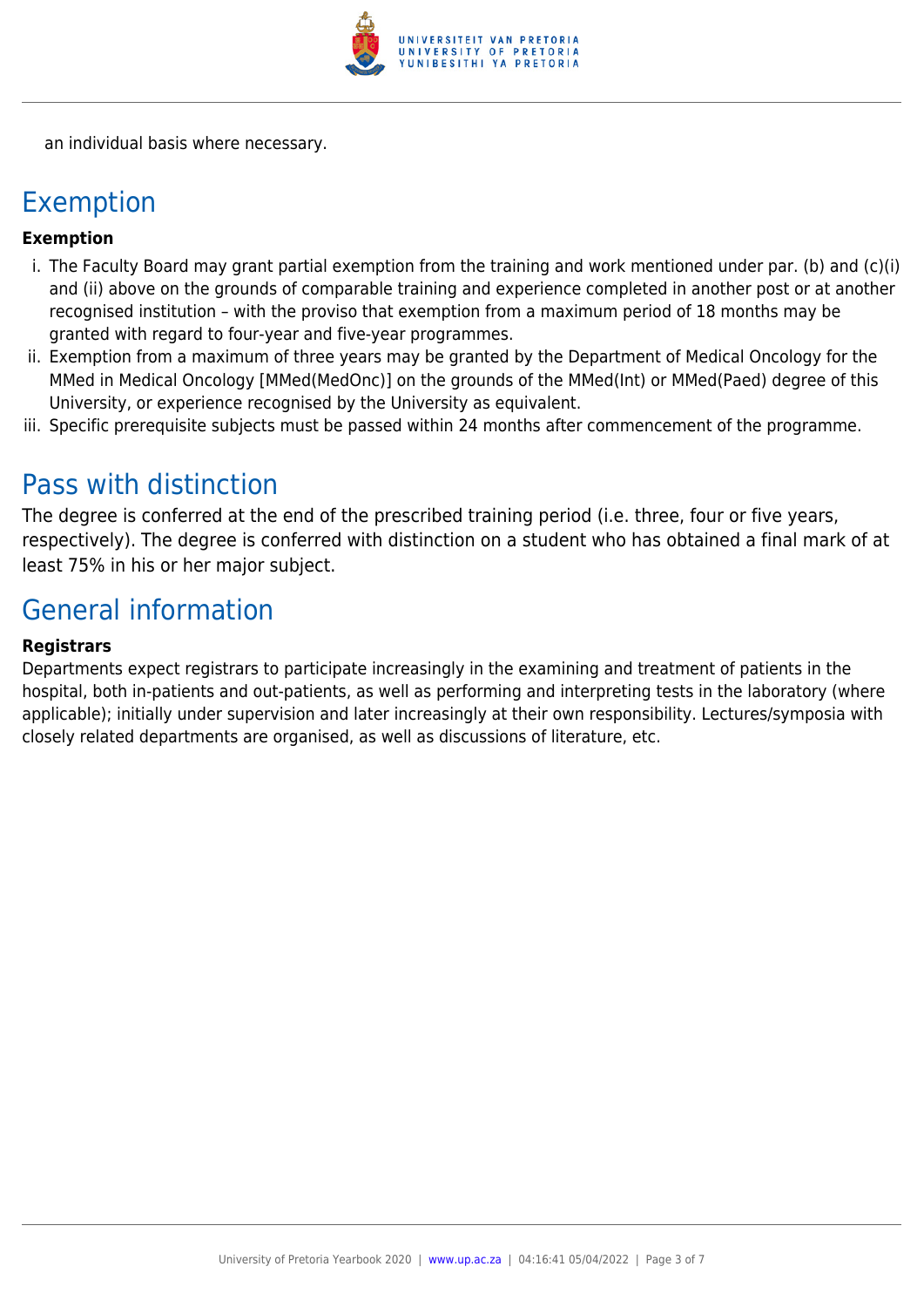an individual basis where necessary.

## Exemption

**Exemption**

i. The Faculty Board may grant partial exemption from the training and work mentioned under par. (b) and (c)(i) and (ii) above on the grounds of comparable training and experience completed in another post or at another recognised institution – with the proviso that exemption from a maximum period of 18 months may be granted with regard to four-year and five-year programmes.
ii. Exemption from a maximum of three years may be granted by the Department of Medical Oncology for the MMed in Medical Oncology [MMed(MedOnc)] on the grounds of the MMed(Int) or MMed(Paed) degree of this University, or experience recognised by the University as equivalent.
iii. Specific prerequisite subjects must be passed within 24 months after commencement of the programme.

## Pass with distinction

The degree is conferred at the end of the prescribed training period (i.e. three, four or five years, respectively). The degree is conferred with distinction on a student who has obtained a final mark of at least 75% in his or her major subject.

## General information

**Registrars**

Departments expect registrars to participate increasingly in the examining and treatment of patients in the hospital, both in-patients and out-patients, as well as performing and interpreting tests in the laboratory (where applicable); initially under supervision and later increasingly at their own responsibility. Lectures/symposia with closely related departments are organised, as well as discussions of literature, etc.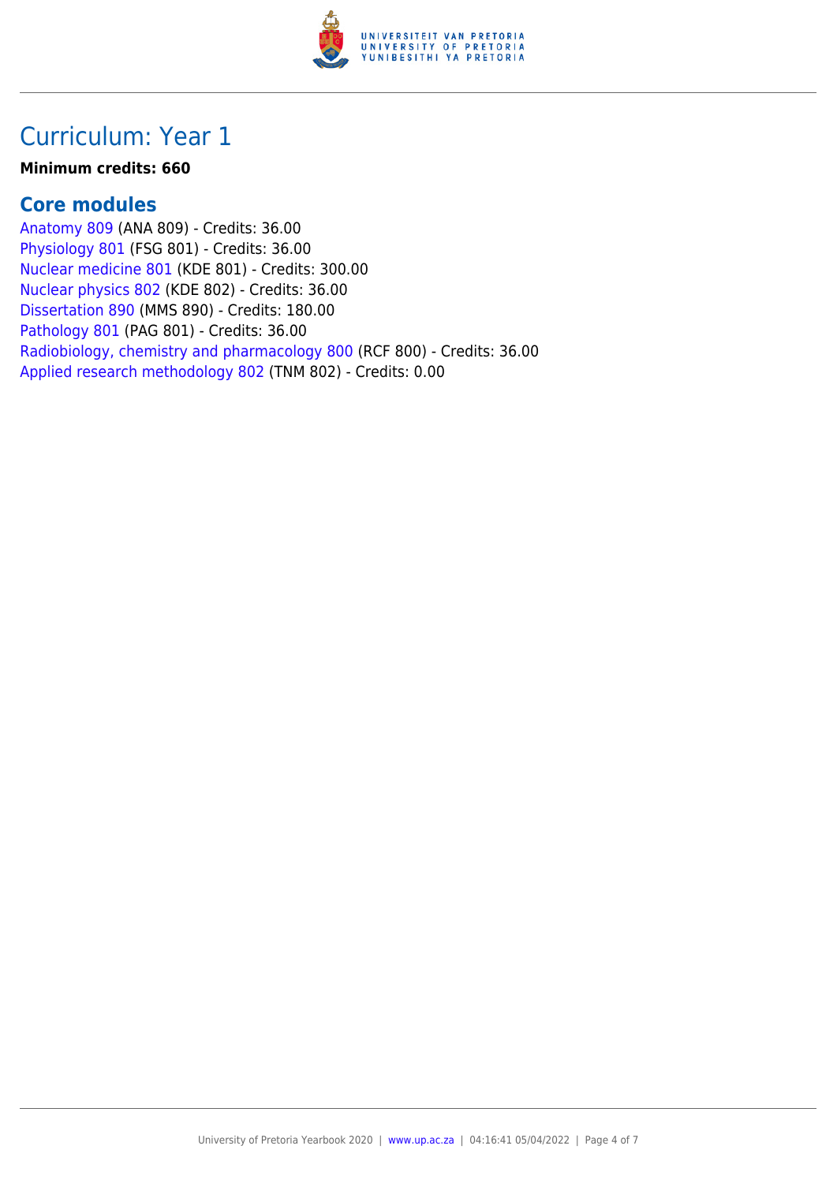# Curriculum: Year 1

**Minimum credits: 660**

## Core modules

Anatomy 809 (ANA 809) - Credits: 36.00
Physiology 801 (FSG 801) - Credits: 36.00
Nuclear medicine 801 (KDE 801) - Credits: 300.00
Nuclear physics 802 (KDE 802) - Credits: 36.00
Dissertation 890 (MMS 890) - Credits: 180.00
Pathology 801 (PAG 801) - Credits: 36.00
Radiobiology, chemistry and pharmacology 800 (RCF 800) - Credits: 36.00
Applied research methodology 802 (TNM 802) - Credits: 0.00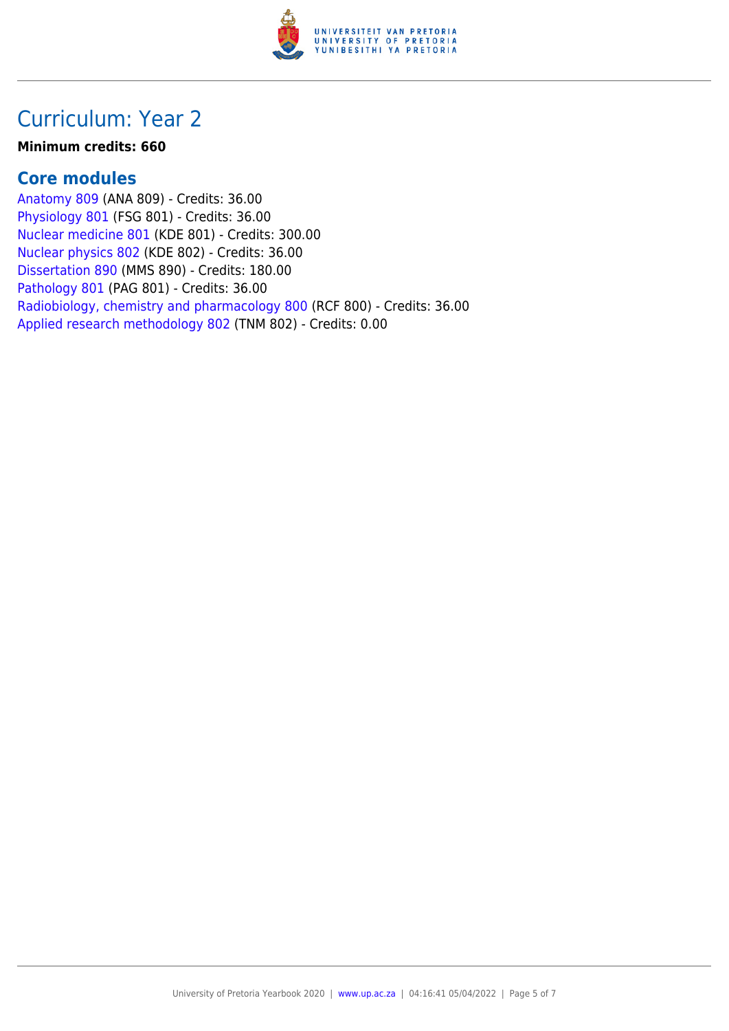# Curriculum: Year 2

**Minimum credits: 660**

## Core modules

Anatomy 809 (ANA 809) - Credits: 36.00
Physiology 801 (FSG 801) - Credits: 36.00
Nuclear medicine 801 (KDE 801) - Credits: 300.00
Nuclear physics 802 (KDE 802) - Credits: 36.00
Dissertation 890 (MMS 890) - Credits: 180.00
Pathology 801 (PAG 801) - Credits: 36.00
Radiobiology, chemistry and pharmacology 800 (RCF 800) - Credits: 36.00
Applied research methodology 802 (TNM 802) - Credits: 0.00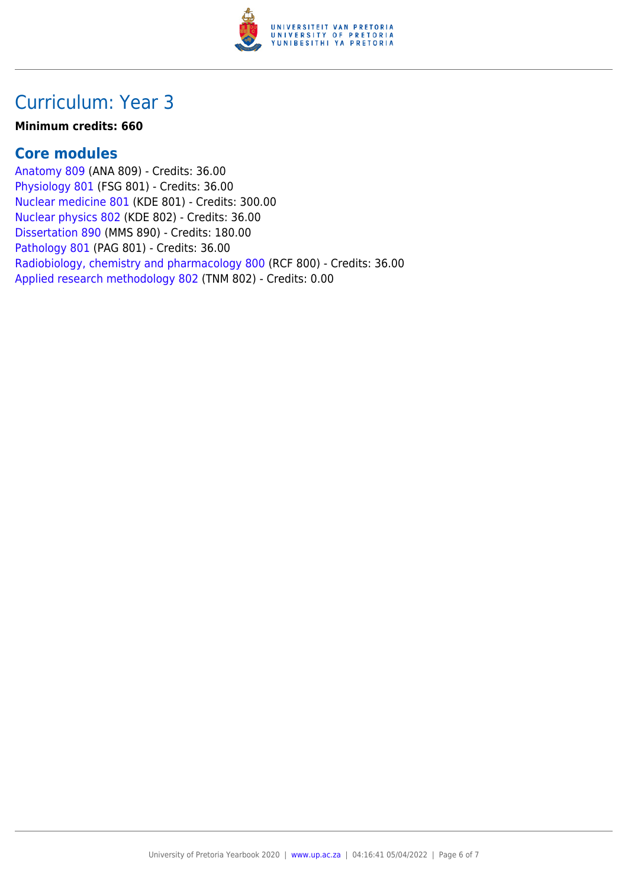# Curriculum: Year 3

**Minimum credits: 660**

## Core modules

Anatomy 809 (ANA 809) - Credits: 36.00
Physiology 801 (FSG 801) - Credits: 36.00
Nuclear medicine 801 (KDE 801) - Credits: 300.00
Nuclear physics 802 (KDE 802) - Credits: 36.00
Dissertation 890 (MMS 890) - Credits: 180.00
Pathology 801 (PAG 801) - Credits: 36.00
Radiobiology, chemistry and pharmacology 800 (RCF 800) - Credits: 36.00
Applied research methodology 802 (TNM 802) - Credits: 0.00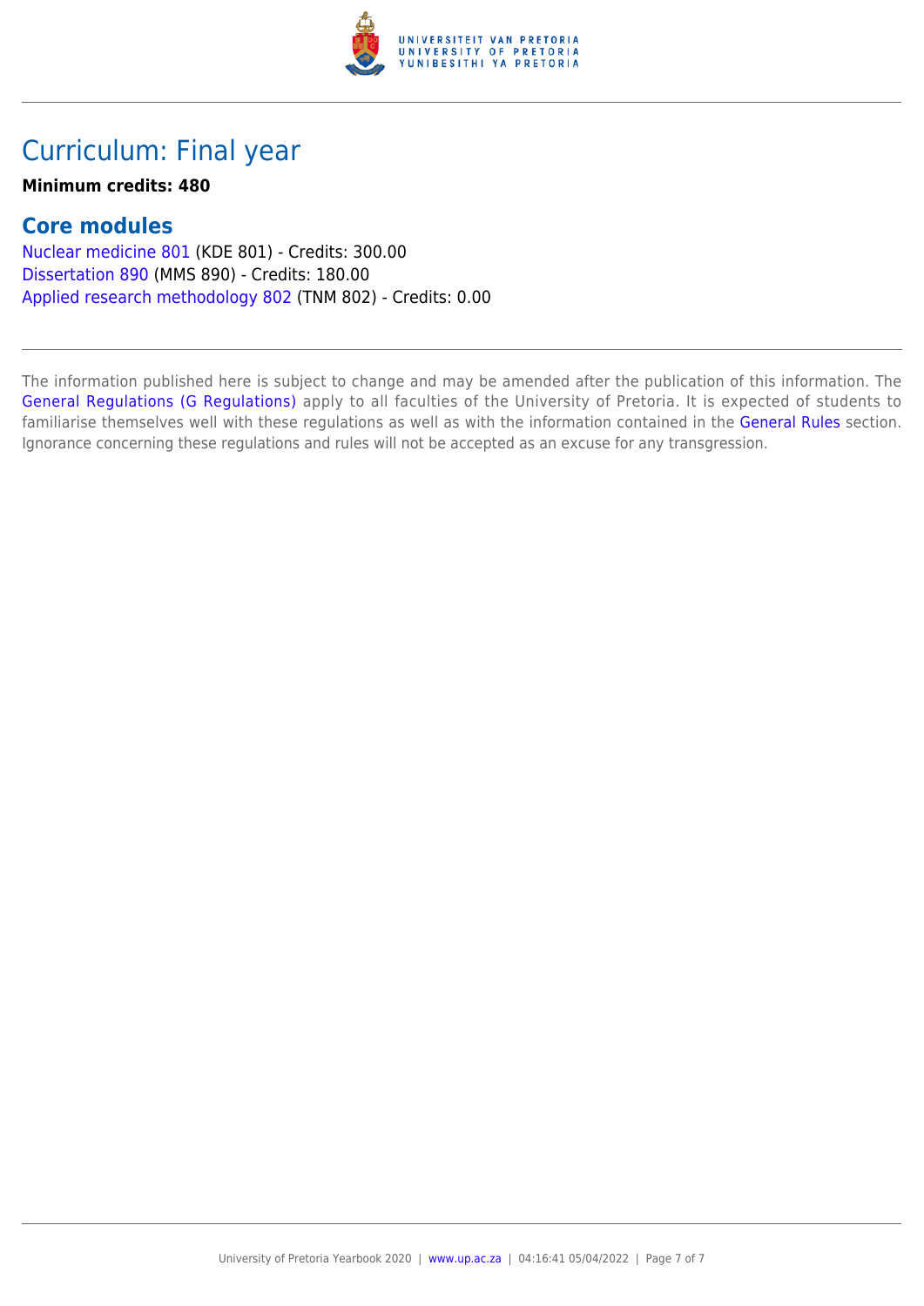## Curriculum: Final year

**Minimum credits: 480**

### Core modules

Nuclear medicine 801 (KDE 801) - Credits: 300.00
Dissertation 890 (MMS 890) - Credits: 180.00
Applied research methodology 802 (TNM 802) - Credits: 0.00

The information published here is subject to change and may be amended after the publication of this information. The General Regulations (G Regulations) apply to all faculties of the University of Pretoria. It is expected of students to familiarise themselves well with these regulations as well as with the information contained in the General Rules section. Ignorance concerning these regulations and rules will not be accepted as an excuse for any transgression.